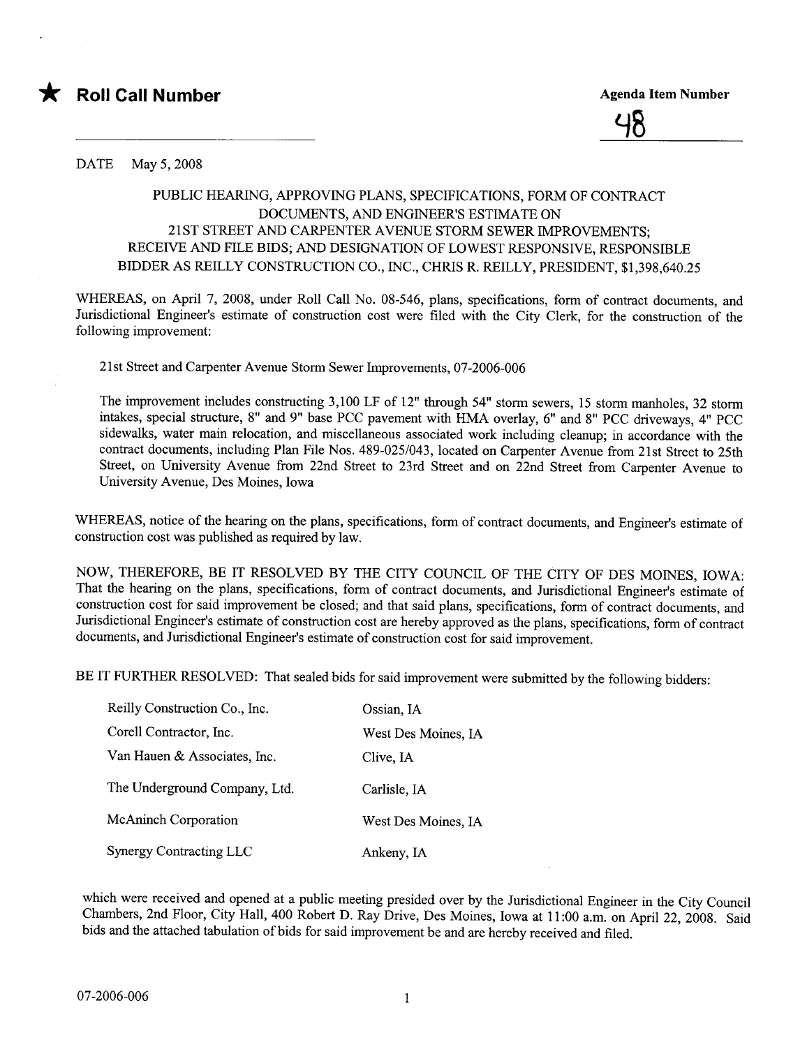★ **Roll Call Number**

**Agenda Item Number**

48

DATE May 5, 2008

PUBLIC HEARING, APPROVING PLANS, SPECIFICATIONS, FORM OF CONTRACT DOCUMENTS, AND ENGINEER'S ESTIMATE ON 21ST STREET AND CARPENTER AVENUE STORM SEWER IMPROVEMENTS; RECEIVE AND FILE BIDS; AND DESIGNATION OF LOWEST RESPONSIVE, RESPONSIBLE BIDDER AS REILLY CONSTRUCTION CO., INC., CHRIS R. REILLY, PRESIDENT, $1,398,640.25

WHEREAS, on April 7, 2008, under Roll Call No. 08-546, plans, specifications, form of contract documents, and Jurisdictional Engineer's estimate of construction cost were filed with the City Clerk, for the construction of the following improvement:

21st Street and Carpenter Avenue Storm Sewer Improvements, 07-2006-006

The improvement includes constructing 3,100 LF of 12" through 54" storm sewers, 15 storm manholes, 32 storm intakes, special structure, 8" and 9" base PCC pavement with HMA overlay, 6" and 8" PCC driveways, 4" PCC sidewalks, water main relocation, and miscellaneous associated work including cleanup; in accordance with the contract documents, including Plan File Nos. 489-025/043, located on Carpenter Avenue from 21st Street to 25th Street, on University Avenue from 22nd Street to 23rd Street and on 22nd Street from Carpenter Avenue to University Avenue, Des Moines, Iowa

WHEREAS, notice of the hearing on the plans, specifications, form of contract documents, and Engineer's estimate of construction cost was published as required by law.

NOW, THEREFORE, BE IT RESOLVED BY THE CITY COUNCIL OF THE CITY OF DES MOINES, IOWA: That the hearing on the plans, specifications, form of contract documents, and Jurisdictional Engineer's estimate of construction cost for said improvement be closed; and that said plans, specifications, form of contract documents, and Jurisdictional Engineer's estimate of construction cost are hereby approved as the plans, specifications, form of contract documents, and Jurisdictional Engineer's estimate of construction cost for said improvement.

BE IT FURTHER RESOLVED: That sealed bids for said improvement were submitted by the following bidders:

| | |
|---|---|
| Reilly Construction Co., Inc. | Ossian, IA |
| Corell Contractor, Inc. | West Des Moines, IA |
| Van Hauen & Associates, Inc. | Clive, IA |
| The Underground Company, Ltd. | Carlisle, IA |
| McAninch Corporation | West Des Moines, IA |
| Synergy Contracting LLC | Ankeny, IA |

which were received and opened at a public meeting presided over by the Jurisdictional Engineer in the City Council Chambers, 2nd Floor, City Hall, 400 Robert D. Ray Drive, Des Moines, Iowa at 11:00 a.m. on April 22, 2008. Said bids and the attached tabulation of bids for said improvement be and are hereby received and filed.

07-2006-006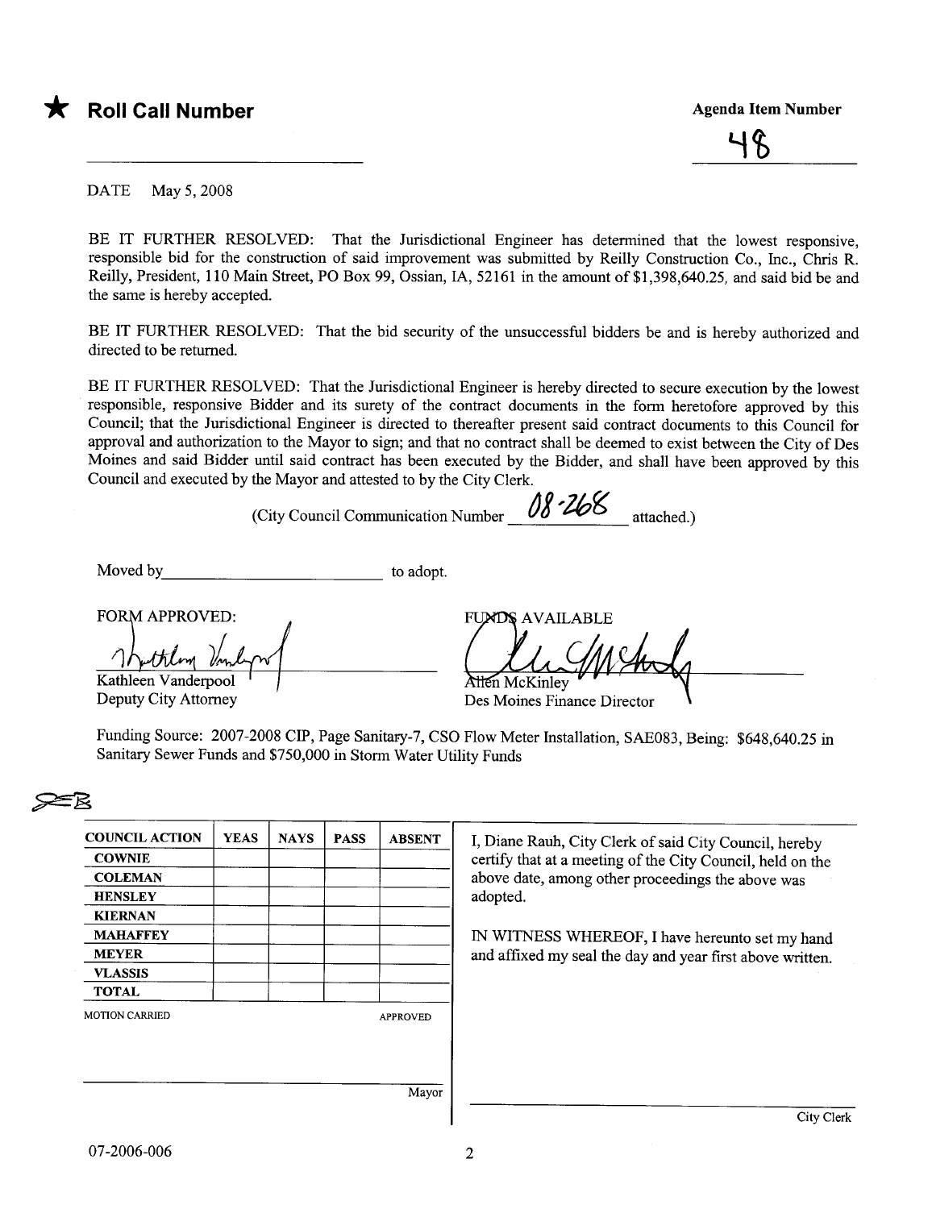★ **Roll Call Number**

**Agenda Item Number**

48

DATE May 5, 2008

BE IT FURTHER RESOLVED: That the Jurisdictional Engineer has determined that the lowest responsive, responsible bid for the construction of said improvement was submitted by Reilly Construction Co., Inc., Chris R. Reilly, President, 110 Main Street, PO Box 99, Ossian, IA, 52161 in the amount of $1,398,640.25, and said bid be and the same is hereby accepted.

BE IT FURTHER RESOLVED: That the bid security of the unsuccessful bidders be and is hereby authorized and directed to be returned.

BE IT FURTHER RESOLVED: That the Jurisdictional Engineer is hereby directed to secure execution by the lowest responsible, responsive Bidder and its surety of the contract documents in the form heretofore approved by this Council; that the Jurisdictional Engineer is directed to thereafter present said contract documents to this Council for approval and authorization to the Mayor to sign; and that no contract shall be deemed to exist between the City of Des Moines and said Bidder until said contract has been executed by the Bidder, and shall have been approved by this Council and executed by the Mayor and attested to by the City Clerk.

(City Council Communication Number 08-268 attached.)

Moved by \_\_\_\_\_\_\_\_\_\_\_\_\_\_\_\_\_\_\_\_ to adopt.

FORM APPROVED:

Kathleen Vanderpool
Deputy City Attorney

FUNDS AVAILABLE

Allen McKinley
Des Moines Finance Director

Funding Source: 2007-2008 CIP, Page Sanitary-7, CSO Flow Meter Installation, SAE083, Being: $648,640.25 in Sanitary Sewer Funds and $750,000 in Storm Water Utility Funds

| COUNCIL ACTION | YEAS | NAYS | PASS | ABSENT |
|---|---|---|---|---|
| COWNIE | | | | |
| COLEMAN | | | | |
| HENSLEY | | | | |
| KIERNAN | | | | |
| MAHAFFEY | | | | |
| MEYER | | | | |
| VLASSIS | | | | |
| TOTAL | | | | |

MOTION CARRIED APPROVED

\_\_\_\_\_\_\_\_\_\_\_\_\_\_\_\_\_\_\_\_
Mayor

I, Diane Rauh, City Clerk of said City Council, hereby certify that at a meeting of the City Council, held on the above date, among other proceedings the above was adopted.

IN WITNESS WHEREOF, I have hereunto set my hand and affixed my seal the day and year first above written.

\_\_\_\_\_\_\_\_\_\_\_\_\_\_\_\_\_\_\_\_
City Clerk

07-2006-006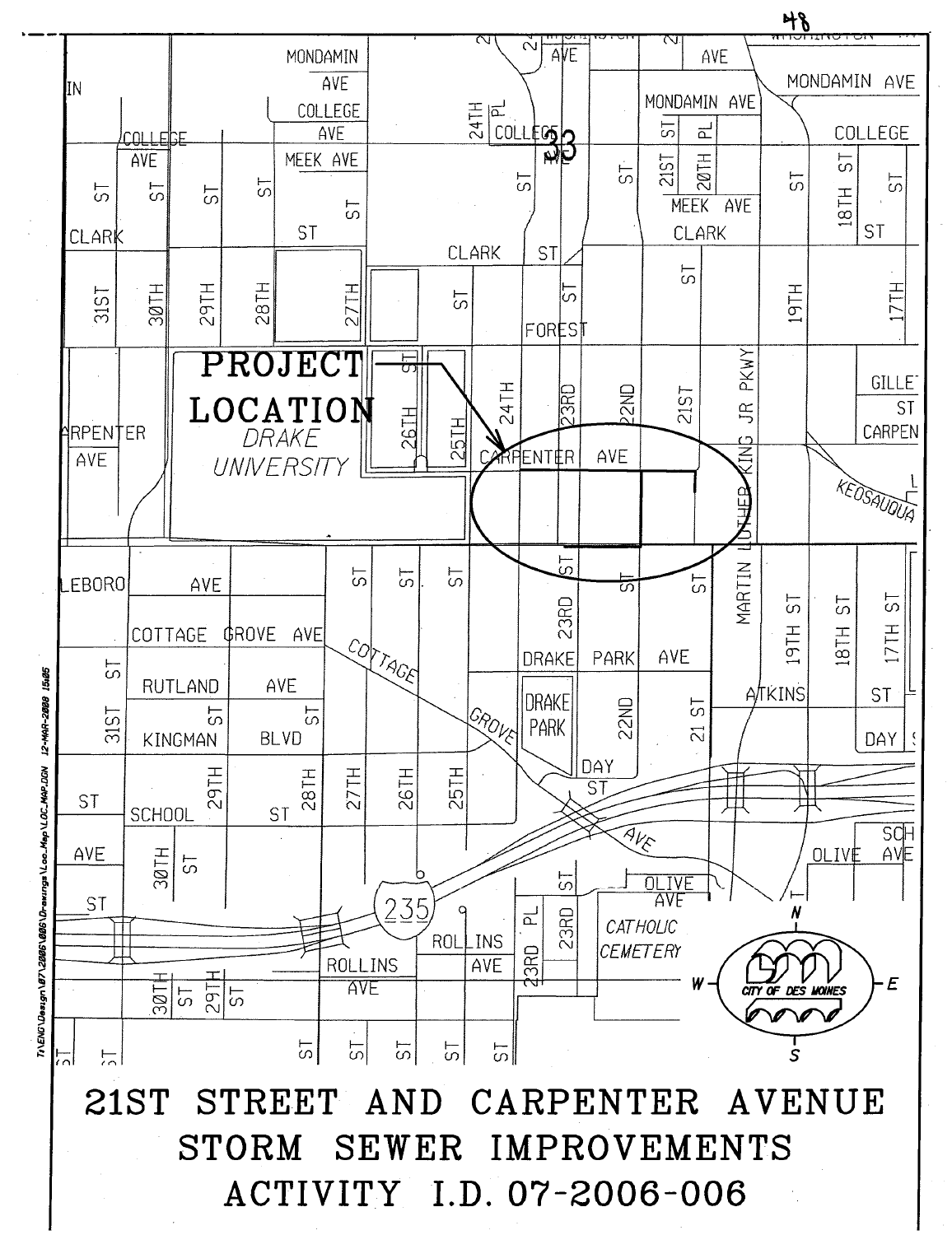# 21ST STREET AND CARPENTER AVENUE STORM SEWER IMPROVEMENTS

# ACTIVITY I.D. 07-2006-006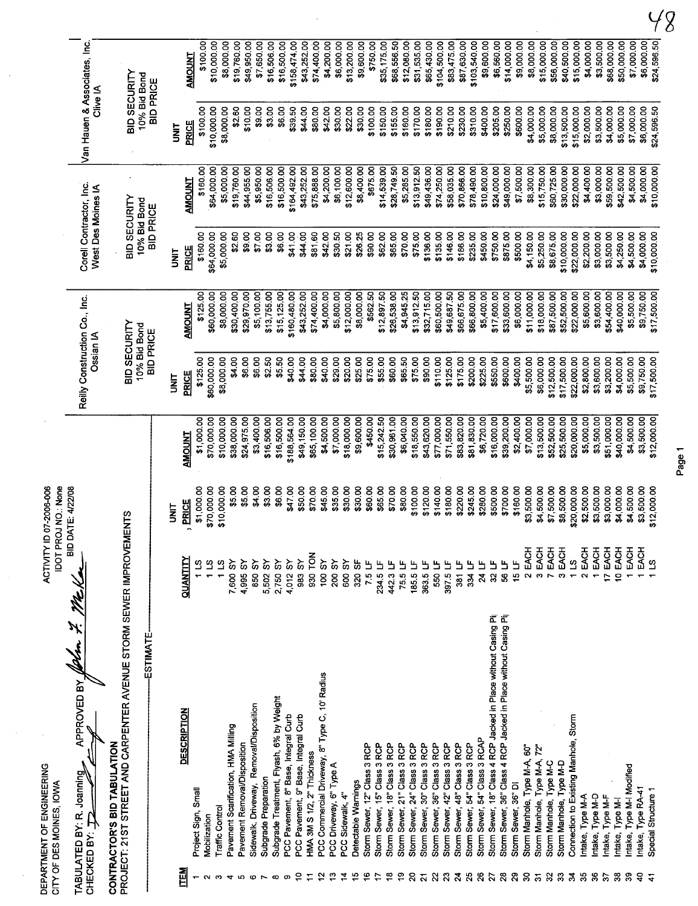DEPARTMENT OF ENGINEERING
CITY OF DES MOINES, IOWA

ACTIVITY ID 07-2006-006
IDOT PROJ NO.: None
BID DATE: 4/22/08

TABULATED BY: R. Joanning APPROVED BY: John F. McKee
CHECKED BY:

**CONTRACTOR'S BID TABULATION**
**PROJECT: 21ST STREET AND CARPENTER AVENUE STORM SEWER IMPROVEMENTS**

| | | | | ESTIMATE | | Reilly Construction Co., Inc. Ossian IA | | Corell Contractor, Inc. West Des Moines IA | | Van Hauen & Associates, Inc. Clive IA | |
|---|---|---|---|---|---|---|---|---|---|---|---|
| | | | | | | BID SECURITY 10% Bid Bond BID PRICE | | BID SECURITY 10% Bid Bond BID PRICE | | BID SECURITY 10% Bid Bond BID PRICE | |
| **ITEM** | **DESCRIPTION** | **QUANTITY** | | **UNIT PRICE** | **AMOUNT** | **UNIT PRICE** | **AMOUNT** | **UNIT PRICE** | **AMOUNT** | **UNIT PRICE** | **AMOUNT** |
| 1 | Project Sign, Small | 1 | LS | $1,000.00 | $1,000.00 | $125.00 | $125.00 | $160.00 | $160.00 | $100.00 | $100.00 |
| 2 | Mobilization | 1 | LS | $70,000.00 | $70,000.00 | $60,000.00 | $60,000.00 | $64,000.00 | $64,000.00 | $10,000.00 | $10,000.00 |
| 3 | Traffic Control | 1 | LS | $10,000.00 | $10,000.00 | $8,000.00 | $8,000.00 | $5,000.00 | $5,000.00 | $8,000.00 | $8,000.00 |
| 4 | Pavement Scarification, HMA Milling | 7,600 | SY | $5.00 | $38,000.00 | $4.00 | $30,400.00 | $2.60 | $19,760.00 | $2.60 | $19,760.00 |
| 5 | Pavement Removal/Disposition | 4,995 | SY | $5.00 | $24,975.00 | $6.00 | $29,970.00 | $9.00 | $44,955.00 | $10.00 | $49,950.00 |
| 6 | Sidewalk, Driveway, Removal/Disposition | 850 | SY | $4.00 | $3,400.00 | $6.00 | $5,100.00 | $7.00 | $5,950.00 | $9.00 | $7,650.00 |
| 7 | Subgrade Preparation | 5,502 | SY | $3.00 | $16,506.00 | $2.50 | $13,755.00 | $3.00 | $16,506.00 | $3.00 | $16,506.00 |
| 8 | Subgrade Treatment, Flyash, 6% by Weight | 2,750 | SY | $6.00 | $16,500.00 | $5.50 | $15,125.00 | $6.00 | $16,500.00 | $6.00 | $16,500.00 |
| 9 | PCC Pavement, 8" Base, Integral Curb | 4,012 | SY | $47.00 | $188,564.00 | $40.00 | $160,480.00 | $41.00 | $164,492.00 | $39.50 | $158,474.00 |
| 10 | PCC Pavement, 9" Base, Integral Curb | 983 | SY | $50.00 | $49,150.00 | $44.00 | $43,252.00 | $44.00 | $43,252.00 | $44.00 | $43,252.00 |
| 11 | HMA 3M S 1/2, 2" Thickness | 930 | TON | $70.00 | $65,100.00 | $80.00 | $74,400.00 | $81.60 | $75,888.00 | $80.00 | $74,400.00 |
| 12 | PCC Commercial Driveway, 8" Type C, 10' Radius | 100 | SY | $45.00 | $4,500.00 | $40.00 | $4,000.00 | $42.00 | $4,200.00 | $42.00 | $4,200.00 |
| 13 | PCC Driveway, 6" Type A | 200 | SY | $35.00 | $7,000.00 | $29.00 | $5,800.00 | $30.50 | $6,100.00 | $30.00 | $6,000.00 |
| 14 | PCC Sidewalk, 4" | 600 | SY | $30.00 | $18,000.00 | $20.00 | $12,000.00 | $21.00 | $12,600.00 | $22.00 | $13,200.00 |
| 15 | Detectable Warnings | 320 | SF | $30.00 | $9,600.00 | $25.00 | $8,000.00 | $26.25 | $8,400.00 | $30.00 | $9,600.00 |
| 16 | Storm Sewer, 12" Class 3 RCP | 7.5 | LF | $60.00 | $450.00 | $75.00 | $562.50 | $90.00 | $675.00 | $100.00 | $750.00 |
| 17 | Storm Sewer, 15" Class 3 RCP | 234.5 | LF | $65.00 | $15,242.50 | $55.00 | $12,897.50 | $62.00 | $14,539.00 | $150.00 | $35,175.00 |
| 18 | Storm Sewer, 18" Class 3 RCP | 442.3 | LF | $70.00 | $30,961.00 | $60.00 | $26,538.00 | $65.00 | $28,749.50 | $155.00 | $68,556.50 |
| 19 | Storm Sewer, 21" Class 3 RCP | 75.5 | LF | $80.00 | $6,040.00 | $65.50 | $4,945.25 | $70.00 | $5,285.00 | $160.00 | $12,080.00 |
| 20 | Storm Sewer, 24" Class 3 RCP | 185.5 | LF | $100.00 | $18,550.00 | $75.00 | $13,912.50 | $75.00 | $13,912.50 | $170.00 | $31,535.00 |
| 21 | Storm Sewer, 30" Class 3 RCP | 363.5 | LF | $120.00 | $43,620.00 | $90.00 | $32,715.00 | $136.00 | $49,436.00 | $180.00 | $65,430.00 |
| 22 | Storm Sewer, 36" Class 3 RCP | 550 | LF | $140.00 | $77,000.00 | $110.00 | $60,500.00 | $135.00 | $74,250.00 | $190.00 | $104,500.00 |
| 23 | Storm Sewer, 42" Class 3 RCP | 397.5 | LF | $180.00 | $71,550.00 | $125.00 | $49,687.50 | $146.00 | $58,035.00 | $210.00 | $83,475.00 |
| 24 | Storm Sewer, 48" Class 3 RCP | 381 | LF | $220.00 | $83,820.00 | $175.00 | $66,675.00 | $186.00 | $70,866.00 | $230.00 | $87,630.00 |
| 25 | Storm Sewer, 54" Class 3 RCP | 334 | LF | $245.00 | $81,830.00 | $200.00 | $66,800.00 | $235.00 | $78,490.00 | $310.00 | $103,540.00 |
| 26 | Storm Sewer, 54" Class 3 RCAP | 24 | LF | $280.00 | $6,720.00 | $225.00 | $5,400.00 | $450.00 | $10,800.00 | $400.00 | $9,600.00 |
| 27 | Storm Sewer, 18" Class 4 RCP Jacked in Place without Casing Pi | 32 | LF | $500.00 | $16,000.00 | $550.00 | $17,600.00 | $750.00 | $24,000.00 | $205.00 | $6,560.00 |
| 28 | Storm Sewer, 36" Class 4 RCP Jacked in Place without Casing Pi | 56 | LF | $700.00 | $39,200.00 | $600.00 | $33,600.00 | $875.00 | $49,000.00 | $250.00 | $14,000.00 |
| 29 | Storm Sewer, 36" DI | 15 | LF | $160.00 | $2,400.00 | $400.00 | $6,000.00 | $500.00 | $7,500.00 | $600.00 | $9,000.00 |
| 30 | Storm Manhole, Type M-A, 60" | 2 | EACH | $3,500.00 | $7,000.00 | $5,500.00 | $11,000.00 | $4,150.00 | $8,300.00 | $4,000.00 | $8,000.00 |
| 31 | Storm Manhole, Type M-A, 72" | 3 | EACH | $4,500.00 | $13,500.00 | $6,000.00 | $18,000.00 | $5,250.00 | $15,750.00 | $5,000.00 | $15,000.00 |
| 32 | Storm Manhole, Type M-C | 7 | EACH | $7,500.00 | $52,500.00 | $12,500.00 | $87,500.00 | $8,675.00 | $60,725.00 | $8,000.00 | $56,000.00 |
| 33 | Storm Manhole, Type M-D | 3 | EACH | $8,500.00 | $25,500.00 | $17,500.00 | $52,500.00 | $10,000.00 | $30,000.00 | $13,500.00 | $40,500.00 |
| 34 | Connection to Existing Manhole, Storm | 1 | LS | $20,000.00 | $20,000.00 | $22,000.00 | $22,000.00 | $22,000.00 | $22,000.00 | $15,000.00 | $15,000.00 |
| 35 | Intake, Type M-A | 2 | EACH | $2,500.00 | $5,000.00 | $2,800.00 | $5,600.00 | $2,200.00 | $4,400.00 | $2,000.00 | $4,000.00 |
| 36 | Intake, Type M-D | 1 | EACH | $3,500.00 | $3,500.00 | $3,600.00 | $3,600.00 | $3,000.00 | $3,000.00 | $3,500.00 | $3,500.00 |
| 37 | Intake, Type M-F | 17 | EACH | $3,000.00 | $51,000.00 | $3,200.00 | $54,400.00 | $3,500.00 | $59,500.00 | $4,000.00 | $68,000.00 |
| 38 | Intake, Type M-I | 10 | EACH | $4,000.00 | $40,000.00 | $4,000.00 | $40,000.00 | $4,250.00 | $42,500.00 | $5,000.00 | $50,000.00 |
| 39 | Intake, Type M-I Modified | 1 | EACH | $4,500.00 | $4,500.00 | $5,500.00 | $5,500.00 | $4,500.00 | $4,500.00 | $7,000.00 | $7,000.00 |
| 40 | Intake, Type RA-41 | 1 | EACH | $3,500.00 | $3,500.00 | $9,750.00 | $9,750.00 | $4,000.00 | $4,000.00 | $6,000.00 | $6,000.00 |
| 41 | Special Structure 1 | 1 | LS | $12,000.00 | $12,000.00 | $17,500.00 | $17,500.00 | $10,000.00 | $10,000.00 | $24,596.50 | $24,596.50 |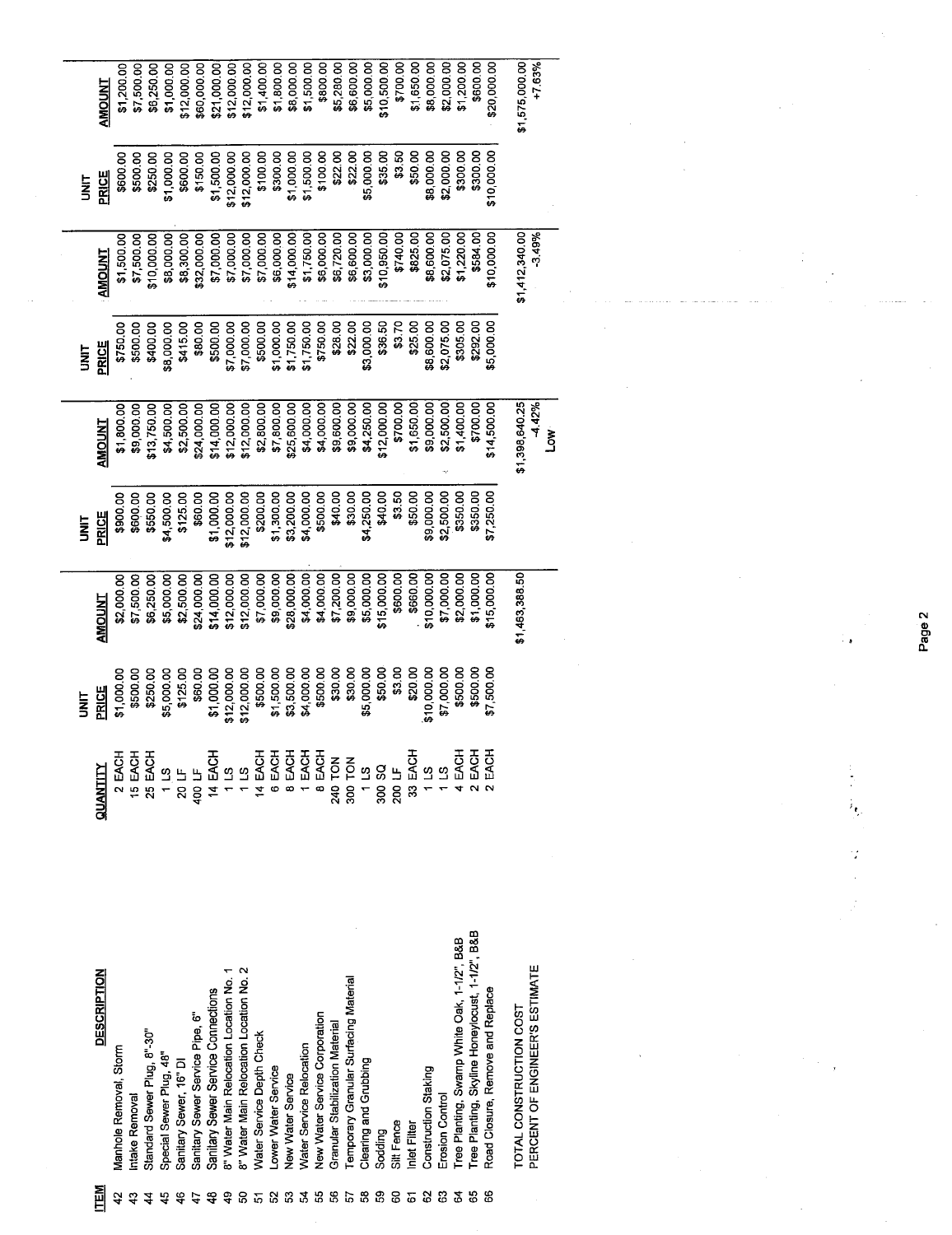| ITEM | DESCRIPTION | QUANTITY | UNIT PRICE | AMOUNT | UNIT PRICE | AMOUNT | UNIT PRICE | AMOUNT | UNIT PRICE | AMOUNT |
|---|---|---|---|---|---|---|---|---|---|---|
| 42 | Manhole Removal, Storm | 2 EACH | $1,000.00 | $2,000.00 | $900.00 | $1,800.00 | $750.00 | $1,500.00 | $600.00 | $1,200.00 |
| 43 | Intake Removal | 15 EACH | $500.00 | $7,500.00 | $600.00 | $9,000.00 | $500.00 | $7,500.00 | $500.00 | $7,500.00 |
| 44 | Standard Sewer Plug, 8"-30" | 25 EACH | $250.00 | $6,250.00 | $550.00 | $13,750.00 | $400.00 | $10,000.00 | $250.00 | $6,250.00 |
| 45 | Special Sewer Plug, 48" | 1 LS | $5,000.00 | $5,000.00 | $4,500.00 | $4,500.00 | $8,000.00 | $8,000.00 | $1,000.00 | $1,000.00 |
| 46 | Sanitary Sewer, 16" DI | 20 LF | $125.00 | $2,500.00 | $125.00 | $2,500.00 | $415.00 | $8,300.00 | $600.00 | $12,000.00 |
| 47 | Sanitary Sewer Service Pipe, 6" | 400 LF | $60.00 | $24,000.00 | $60.00 | $24,000.00 | $80.00 | $32,000.00 | $150.00 | $60,000.00 |
| 48 | Sanitary Sewer Service Connections | 14 EACH | $1,000.00 | $14,000.00 | $1,000.00 | $14,000.00 | $500.00 | $7,000.00 | $1,500.00 | $21,000.00 |
| 49 | 8" Water Main Relocation Location No. 1 | 1 LS | $12,000.00 | $12,000.00 | $12,000.00 | $12,000.00 | $7,000.00 | $7,000.00 | $12,000.00 | $12,000.00 |
| 50 | 8" Water Main Relocation Location No. 2 | 1 LS | $12,000.00 | $12,000.00 | $12,000.00 | $12,000.00 | $7,000.00 | $7,000.00 | $12,000.00 | $12,000.00 |
| 51 | Water Service Depth Check | 14 EACH | $500.00 | $7,000.00 | $200.00 | $2,800.00 | $500.00 | $7,000.00 | $100.00 | $1,400.00 |
| 52 | Lower Water Service | 6 EACH | $1,500.00 | $9,000.00 | $1,300.00 | $7,800.00 | $1,000.00 | $6,000.00 | $300.00 | $1,800.00 |
| 53 | New Water Service | 8 EACH | $3,500.00 | $28,000.00 | $3,200.00 | $25,600.00 | $1,750.00 | $14,000.00 | $1,000.00 | $8,000.00 |
| 54 | Water Service Relocation | 1 EACH | $4,000.00 | $4,000.00 | $4,000.00 | $4,000.00 | $1,750.00 | $1,750.00 | $1,500.00 | $1,500.00 |
| 55 | New Water Service Corporation | 8 EACH | $500.00 | $4,000.00 | $500.00 | $4,000.00 | $750.00 | $6,000.00 | $100.00 | $800.00 |
| 56 | Granular Stabilization Material | 240 TON | $30.00 | $7,200.00 | $40.00 | $9,600.00 | $28.00 | $6,720.00 | $22.00 | $5,280.00 |
| 57 | Temporary Granular Surfacing Material | 300 TON | $30.00 | $9,000.00 | $30.00 | $9,000.00 | $22.00 | $6,600.00 | $22.00 | $6,600.00 |
| 58 | Clearing and Grubbing | 1 LS | $5,000.00 | $5,000.00 | $4,250.00 | $4,250.00 | $3,000.00 | $3,000.00 | $5,000.00 | $5,000.00 |
| 59 | Sodding | 300 SQ | $50.00 | $15,000.00 | $40.00 | $12,000.00 | $36.50 | $10,950.00 | $35.00 | $10,500.00 |
| 60 | Silt Fence | 200 LF | $3.00 | $600.00 | $3.50 | $700.00 | $3.70 | $740.00 | $3.50 | $700.00 |
| 61 | Inlet Filter | 33 EACH | $20.00 | $660.00 | $50.00 | $1,650.00 | $25.00 | $825.00 | $50.00 | $1,650.00 |
| 62 | Construction Staking | 1 LS | $10,000.00 | $10,000.00 | $9,000.00 | $9,000.00 | $8,600.00 | $8,600.00 | $8,000.00 | $8,000.00 |
| 63 | Erosion Control | 1 LS | $7,000.00 | $7,000.00 | $2,500.00 | $2,500.00 | $2,075.00 | $2,075.00 | $2,000.00 | $2,000.00 |
| 64 | Tree Planting, Swamp White Oak, 1-1/2", B&B | 4 EACH | $500.00 | $2,000.00 | $350.00 | $1,400.00 | $305.00 | $1,220.00 | $300.00 | $1,200.00 |
| 65 | Tree Planting, Skyline Honeylocust, 1-1/2", B&B | 2 EACH | $500.00 | $1,000.00 | $350.00 | $700.00 | $292.00 | $584.00 | $300.00 | $600.00 |
| 66 | Road Closure, Remove and Replace | 2 EACH | $7,500.00 | $15,000.00 | $7,250.00 | $14,500.00 | $5,000.00 | $10,000.00 | $10,000.00 | $20,000.00 |
| | TOTAL CONSTRUCTION COST | | | $1,463,388.50 | | $1,398,640.25 | | $1,412,340.00 | | $1,575,000.00 |
| | PERCENT OF ENGINEER'S ESTIMATE | | | | | -4.42% | | -3.49% | | +7.63% |
| | | | | | | Low | | | | |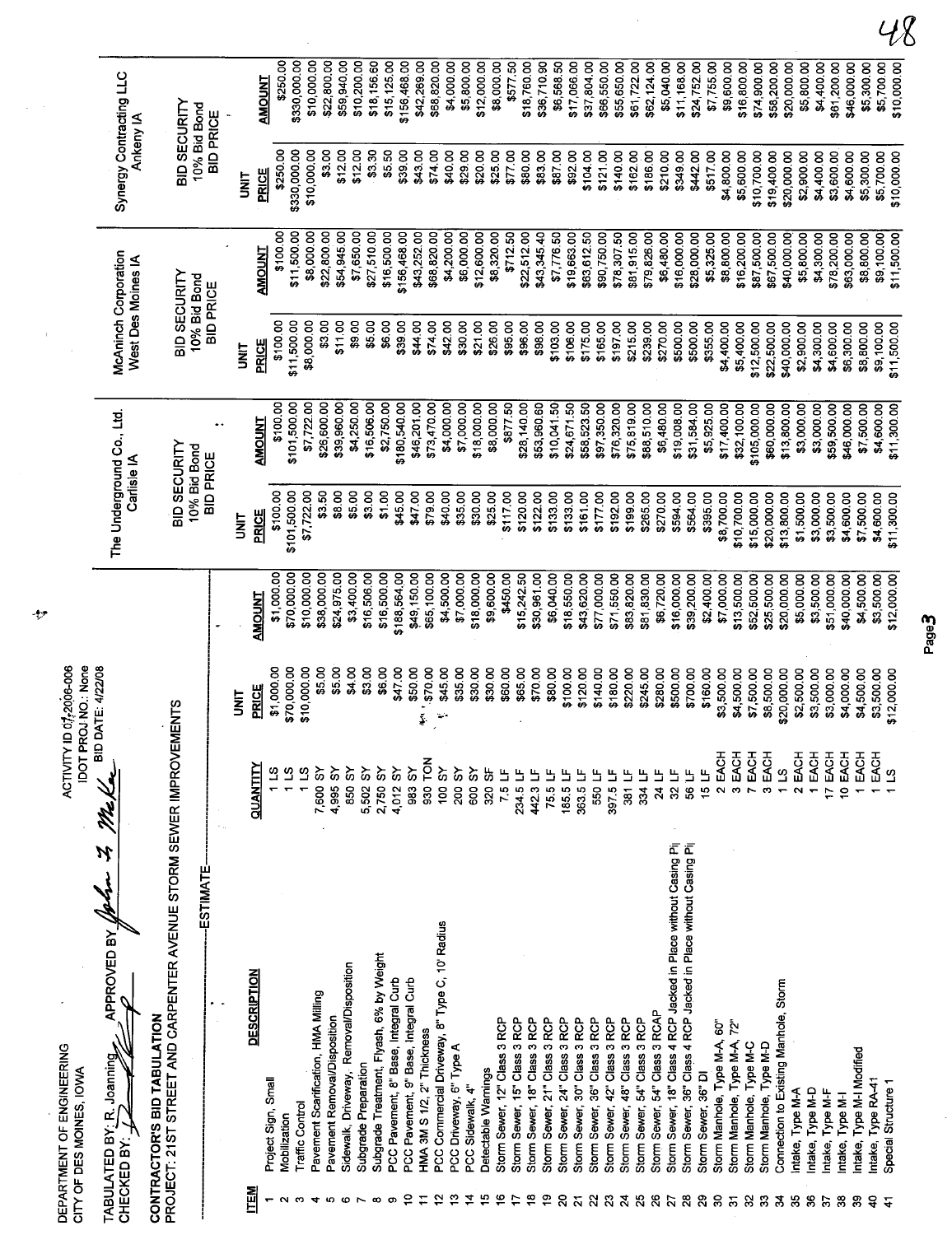DEPARTMENT OF ENGINEERING
CITY OF DES MOINES, IOWA

ACTIVITY ID 07-2006-006
IDOT PROJ NO.: None
BID DATE: 4/22/08

TABULATED BY: R. Joanning APPROVED BY John F McKee
CHECKED BY:

**CONTRACTOR'S BID TABULATION**
PROJECT: 21ST STREET AND CARPENTER AVENUE STORM SEWER IMPROVEMENTS

| ITEM | DESCRIPTION | QUANTITY | ESTIMATE UNIT PRICE | ESTIMATE AMOUNT | The Underground Co., Ltd. Carlisle IA (BID SECURITY 10% Bid Bond) UNIT PRICE | The Underground Co., Ltd. AMOUNT | McAninch Corporation West Des Moines IA (BID SECURITY 10% Bid Bond) UNIT PRICE | McAninch Corporation AMOUNT | Synergy Contracting LLC Ankeny IA (BID SECURITY 10% Bid Bond) UNIT PRICE | Synergy Contracting LLC AMOUNT |
|---|---|---|---|---|---|---|---|---|---|---|
| 1 | Project Sign, Small | 1 LS | $1,000.00 | $1,000.00 | $100.00 | $100.00 | $100.00 | $100.00 | $250.00 | $250.00 |
| 2 | Mobilization | 1 LS | $70,000.00 | $70,000.00 | $101,500.00 | $101,500.00 | $11,500.00 | $11,500.00 | $330,000.00 | $330,000.00 |
| 3 | Traffic Control | 1 LS | $10,000.00 | $10,000.00 | $7,722.00 | $7,722.00 | $8,000.00 | $8,000.00 | $10,000.00 | $10,000.00 |
| 4 | Pavement Scarification, HMA Milling | 7,600 SY | $5.00 | $38,000.00 | $3.50 | $26,600.00 | $3.00 | $22,800.00 | $3.00 | $22,800.00 |
| 5 | Pavement Removal/Disposition | 4,995 SY | $5.00 | $24,975.00 | $8.00 | $39,960.00 | $11.00 | $54,945.00 | $12.00 | $59,940.00 |
| 6 | Sidewalk, Driveway, Removal/Disposition | 850 SY | $4.00 | $3,400.00 | $5.00 | $4,250.00 | $9.00 | $7,650.00 | $12.00 | $10,200.00 |
| 7 | Subgrade Preparation | 5,502 SY | $3.00 | $16,506.00 | $3.00 | $16,506.00 | $5.00 | $27,510.00 | $3.30 | $18,156.60 |
| 8 | Subgrade Treatment, Flyash, 6% by Weight | 2,750 SY | $6.00 | $16,500.00 | $1.00 | $2,750.00 | $6.00 | $16,500.00 | $5.50 | $15,125.00 |
| 9 | PCC Pavement, 8" Base, Integral Curb | 4,012 SY | $47.00 | $188,564.00 | $45.00 | $180,540.00 | $39.00 | $156,468.00 | $39.00 | $156,468.00 |
| 10 | PCC Pavement, 9" Base, Integral Curb | 983 SY | $50.00 | $49,150.00 | $47.00 | $46,201.00 | $44.00 | $43,252.00 | $43.00 | $42,269.00 |
| 11 | HMA 3M S 1/2, 2" Thickness | 930 TON | $70.00 | $65,100.00 | $79.00 | $73,470.00 | $74.00 | $68,820.00 | $74.00 | $68,820.00 |
| 12 | PCC Commercial Driveway, 8" Type C, 10' Radius | 100 SY | $45.00 | $4,500.00 | $40.00 | $4,000.00 | $42.00 | $4,200.00 | $40.00 | $4,000.00 |
| 13 | PCC Driveway, 6" Type A | 200 SY | $35.00 | $7,000.00 | $35.00 | $7,000.00 | $30.00 | $6,000.00 | $29.00 | $5,800.00 |
| 14 | PCC Sidewalk, 4" | 600 SY | $30.00 | $18,000.00 | $30.00 | $18,000.00 | $21.00 | $12,600.00 | $20.00 | $12,000.00 |
| 15 | Detectable Warnings | 320 SF | $30.00 | $9,600.00 | $25.00 | $8,000.00 | $26.00 | $8,320.00 | $25.00 | $8,000.00 |
| 16 | Storm Sewer, 12" Class 3 RCP | 7.5 LF | $60.00 | $450.00 | $117.00 | $877.50 | $95.00 | $712.50 | $77.00 | $577.50 |
| 17 | Storm Sewer, 15" Class 3 RCP | 234.5 LF | $65.00 | $15,242.50 | $120.00 | $28,140.00 | $96.00 | $22,512.00 | $80.00 | $18,760.00 |
| 18 | Storm Sewer, 18" Class 3 RCP | 442.3 LF | $70.00 | $30,961.00 | $122.00 | $53,960.60 | $98.00 | $43,345.40 | $83.00 | $36,710.90 |
| 19 | Storm Sewer, 21" Class 3 RCP | 75.5 LF | $80.00 | $6,040.00 | $133.00 | $10,041.50 | $103.00 | $7,776.50 | $87.00 | $6,568.50 |
| 20 | Storm Sewer, 24" Class 3 RCP | 185.5 LF | $100.00 | $18,550.00 | $133.00 | $24,671.50 | $106.00 | $19,663.00 | $92.00 | $17,066.00 |
| 21 | Storm Sewer, 30" Class 3 RCP | 363.5 LF | $120.00 | $43,620.00 | $161.00 | $58,523.50 | $175.00 | $63,612.50 | $104.00 | $37,804.00 |
| 22 | Storm Sewer, 36" Class 3 RCP | 550 LF | $140.00 | $77,000.00 | $177.00 | $97,350.00 | $165.00 | $90,750.00 | $121.00 | $66,550.00 |
| 23 | Storm Sewer, 42" Class 3 RCP | 397.5 LF | $180.00 | $71,550.00 | $192.00 | $76,320.00 | $197.00 | $78,307.50 | $140.00 | $55,650.00 |
| 24 | Storm Sewer, 48" Class 3 RCP | 381 LF | $220.00 | $83,820.00 | $199.00 | $75,819.00 | $215.00 | $81,915.00 | $162.00 | $61,722.00 |
| 25 | Storm Sewer, 54" Class 3 RCP | 334 LF | $245.00 | $81,830.00 | $265.00 | $88,510.00 | $239.00 | $79,826.00 | $186.00 | $62,124.00 |
| 26 | Storm Sewer, 54" Class 3 RCAP | 24 LF | $280.00 | $6,720.00 | $270.00 | $6,480.00 | $270.00 | $6,480.00 | $210.00 | $5,040.00 |
| 27 | Storm Sewer, 18" Class 4 RCP Jacked in Place without Casing Pi | 32 LF | $500.00 | $16,000.00 | $594.00 | $19,008.00 | $500.00 | $16,000.00 | $349.00 | $11,168.00 |
| 28 | Storm Sewer, 36" Class 4 RCP Jacked in Place without Casing Pi | 56 LF | $700.00 | $39,200.00 | $564.00 | $31,584.00 | $500.00 | $28,000.00 | $442.00 | $24,752.00 |
| 29 | Storm Sewer, 36" DI | 15 LF | $160.00 | $2,400.00 | $395.00 | $5,925.00 | $355.00 | $5,325.00 | $517.00 | $7,755.00 |
| 30 | Storm Manhole, Type M-A, 60" | 2 EACH | $3,500.00 | $7,000.00 | $8,700.00 | $17,400.00 | $4,400.00 | $8,800.00 | $4,800.00 | $9,600.00 |
| 31 | Storm Manhole, Type M-A, 72" | 3 EACH | $4,500.00 | $13,500.00 | $10,700.00 | $32,100.00 | $5,400.00 | $16,200.00 | $5,600.00 | $16,800.00 |
| 32 | Storm Manhole, Type M-C | 7 EACH | $7,500.00 | $52,500.00 | $15,000.00 | $105,000.00 | $12,500.00 | $87,500.00 | $10,700.00 | $74,900.00 |
| 33 | Storm Manhole, Type M-D | 3 EACH | $8,500.00 | $25,500.00 | $20,000.00 | $60,000.00 | $22,500.00 | $67,500.00 | $19,400.00 | $58,200.00 |
| 34 | Connection to Existing Manhole, Storm | 1 LS | $20,000.00 | $20,000.00 | $13,800.00 | $13,800.00 | $40,000.00 | $40,000.00 | $20,000.00 | $20,000.00 |
| 35 | Intake, Type M-A | 2 EACH | $2,500.00 | $5,000.00 | $1,500.00 | $3,000.00 | $2,900.00 | $5,800.00 | $2,900.00 | $5,800.00 |
| 36 | Intake, Type M-D | 1 EACH | $3,500.00 | $3,500.00 | $3,000.00 | $3,000.00 | $4,300.00 | $4,300.00 | $4,400.00 | $4,400.00 |
| 37 | Intake, Type M-F | 17 EACH | $3,000.00 | $51,000.00 | $3,500.00 | $59,500.00 | $4,600.00 | $78,200.00 | $3,600.00 | $61,200.00 |
| 38 | Intake, Type M-I | 10 EACH | $4,000.00 | $40,000.00 | $4,600.00 | $46,000.00 | $6,300.00 | $63,000.00 | $4,600.00 | $46,000.00 |
| 39 | Intake, Type M-I Modified | 1 EACH | $4,500.00 | $4,500.00 | $7,500.00 | $7,500.00 | $8,800.00 | $8,800.00 | $5,300.00 | $5,300.00 |
| 40 | Intake, Type RA-41 | 1 EACH | $3,500.00 | $3,500.00 | $4,600.00 | $4,600.00 | $9,100.00 | $9,100.00 | $5,700.00 | $5,700.00 |
| 41 | Special Structure 1 | 1 LS | $12,000.00 | $12,000.00 | $11,300.00 | $11,300.00 | $11,500.00 | $11,500.00 | $10,000.00 | $10,000.00 |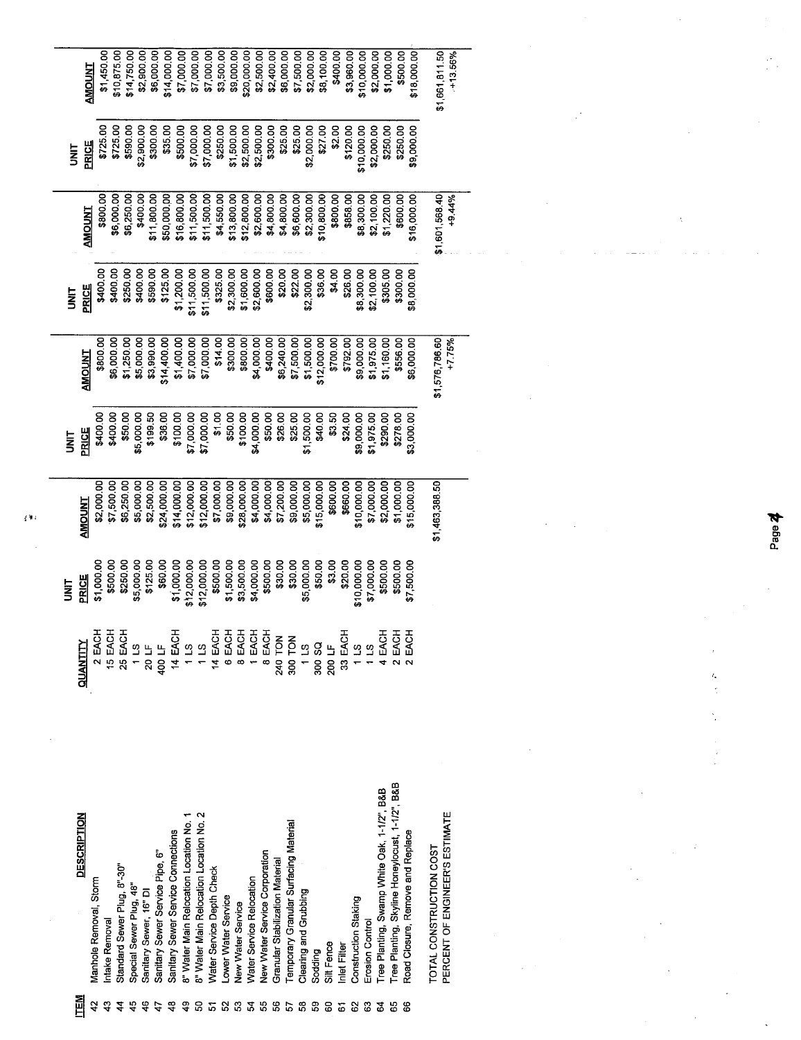| ITEM | DESCRIPTION | QUANTITY | UNIT PRICE | AMOUNT | UNIT PRICE | AMOUNT | UNIT PRICE | AMOUNT | UNIT PRICE | AMOUNT |
|---|---|---|---|---|---|---|---|---|---|---|
| 42 | Manhole Removal, Storm | 2 EACH | $1,000.00 | $2,000.00 | $400.00 | $800.00 | $400.00 | $800.00 | $725.00 | $1,450.00 |
| 43 | Intake Removal | 15 EACH | $500.00 | $7,500.00 | $400.00 | $6,000.00 | $400.00 | $6,000.00 | $725.00 | $10,875.00 |
| 44 | Standard Sewer Plug, 8"-30" | 25 EACH | $250.00 | $6,250.00 | $50.00 | $1,250.00 | $250.00 | $6,250.00 | $590.00 | $14,750.00 |
| 45 | Special Sewer Plug, 48" | 1 LS | $5,000.00 | $5,000.00 | $5,000.00 | $5,000.00 | $400.00 | $400.00 | $2,900.00 | $2,900.00 |
| 46 | Sanitary Sewer, 16" DI | 20 LF | $125.00 | $2,500.00 | $199.50 | $3,990.00 | $590.00 | $11,800.00 | $300.00 | $6,000.00 |
| 47 | Sanitary Sewer Service Pipe, 6" | 400 LF | $60.00 | $24,000.00 | $36.00 | $14,400.00 | $125.00 | $50,000.00 | $35.00 | $14,000.00 |
| 48 | Sanitary Sewer Service Connections | 14 EACH | $1,000.00 | $14,000.00 | $100.00 | $1,400.00 | $1,200.00 | $16,800.00 | $500.00 | $7,000.00 |
| 49 | 8" Water Main Relocation Location No. 1 | 1 LS | $12,000.00 | $12,000.00 | $7,000.00 | $7,000.00 | $11,500.00 | $11,500.00 | $7,000.00 | $7,000.00 |
| 50 | 8" Water Main Relocation Location No. 2 | 1 LS | $12,000.00 | $12,000.00 | $7,000.00 | $7,000.00 | $11,500.00 | $11,500.00 | $7,000.00 | $7,000.00 |
| 51 | Water Service Depth Check | 14 EACH | $500.00 | $7,000.00 | $1.00 | $14.00 | $325.00 | $4,550.00 | $250.00 | $3,500.00 |
| 52 | Lower Water Service | 6 EACH | $1,500.00 | $9,000.00 | $50.00 | $300.00 | $2,300.00 | $13,800.00 | $1,500.00 | $9,000.00 |
| 53 | New Water Service | 8 EACH | $3,500.00 | $28,000.00 | $100.00 | $800.00 | $1,600.00 | $12,800.00 | $2,500.00 | $20,000.00 |
| 54 | Water Service Relocation | 1 EACH | $4,000.00 | $4,000.00 | $4,000.00 | $4,000.00 | $2,600.00 | $2,600.00 | $2,500.00 | $2,500.00 |
| 55 | New Water Service Corporation | 8 EACH | $500.00 | $4,000.00 | $50.00 | $400.00 | $600.00 | $4,800.00 | $300.00 | $2,400.00 |
| 56 | Granular Stabilization Material | 240 TON | $30.00 | $7,200.00 | $26.00 | $6,240.00 | $20.00 | $4,800.00 | $25.00 | $6,000.00 |
| 57 | Temporary Granular Surfacing Material | 300 TON | $30.00 | $9,000.00 | $25.00 | $7,500.00 | $22.00 | $6,600.00 | $25.00 | $7,500.00 |
| 58 | Clearing and Grubbing | 1 LS | $5,000.00 | $5,000.00 | $1,500.00 | $1,500.00 | $2,300.00 | $2,300.00 | $2,000.00 | $2,000.00 |
| 59 | Sodding | 300 SQ | $50.00 | $15,000.00 | $40.00 | $12,000.00 | $36.00 | $10,800.00 | $27.00 | $8,100.00 |
| 60 | Silt Fence | 200 LF | $3.00 | $600.00 | $3.50 | $700.00 | $4.00 | $800.00 | $2.00 | $400.00 |
| 61 | Inlet Filter | 33 EACH | $20.00 | $660.00 | $24.00 | $792.00 | $26.00 | $858.00 | $120.00 | $3,960.00 |
| 62 | Construction Staking | 1 LS | $10,000.00 | $10,000.00 | $9,000.00 | $9,000.00 | $8,300.00 | $8,300.00 | $10,000.00 | $10,000.00 |
| 63 | Erosion Control | 1 LS | $7,000.00 | $7,000.00 | $1,975.00 | $1,975.00 | $2,100.00 | $2,100.00 | $2,000.00 | $2,000.00 |
| 64 | Tree Planting, Swamp White Oak, 1-1/2", B&B | 4 EACH | $500.00 | $2,000.00 | $290.00 | $1,160.00 | $305.00 | $1,220.00 | $250.00 | $1,000.00 |
| 65 | Tree Planting, Skyline Honeylocust, 1-1/2", B&B | 2 EACH | $500.00 | $1,000.00 | $278.00 | $556.00 | $300.00 | $600.00 | $250.00 | $500.00 |
| 66 | Road Closure, Remove and Replace | 2 EACH | $7,500.00 | $15,000.00 | $3,000.00 | $6,000.00 | $8,000.00 | $16,000.00 | $9,000.00 | $18,000.00 |
| | TOTAL CONSTRUCTION COST | | | $1,463,388.50 | | $1,576,786.60 | | $1,601,568.40 | | $1,661,811.50 |
| | PERCENT OF ENGINEER'S ESTIMATE | | | | | +7.75% | | +9.44% | | +13.56% |